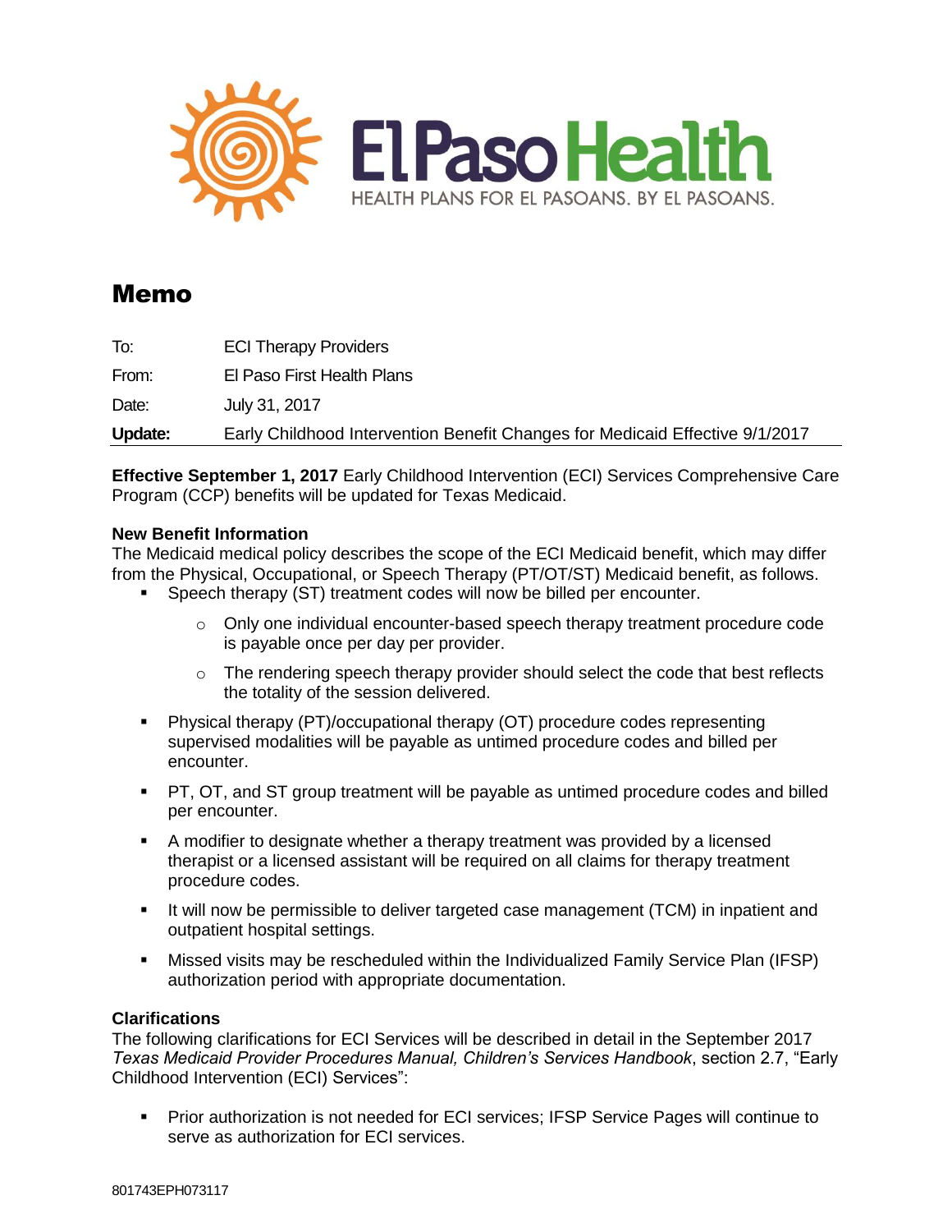El Paso Health

HEALTH PLANS FOR EL PASOANS. BY EL PASOANS.

# Memo

| | |
|---|---|
| To: | ECI Therapy Providers |
| From: | El Paso First Health Plans |
| Date: | July 31, 2017 |
| **Update:** | Early Childhood Intervention Benefit Changes for Medicaid Effective 9/1/2017 |

**Effective September 1, 2017** Early Childhood Intervention (ECI) Services Comprehensive Care Program (CCP) benefits will be updated for Texas Medicaid.

**New Benefit Information**

The Medicaid medical policy describes the scope of the ECI Medicaid benefit, which may differ from the Physical, Occupational, or Speech Therapy (PT/OT/ST) Medicaid benefit, as follows.

- Speech therapy (ST) treatment codes will now be billed per encounter.
  - Only one individual encounter-based speech therapy treatment procedure code is payable once per day per provider.
  - The rendering speech therapy provider should select the code that best reflects the totality of the session delivered.
- Physical therapy (PT)/occupational therapy (OT) procedure codes representing supervised modalities will be payable as untimed procedure codes and billed per encounter.
- PT, OT, and ST group treatment will be payable as untimed procedure codes and billed per encounter.
- A modifier to designate whether a therapy treatment was provided by a licensed therapist or a licensed assistant will be required on all claims for therapy treatment procedure codes.
- It will now be permissible to deliver targeted case management (TCM) in inpatient and outpatient hospital settings.
- Missed visits may be rescheduled within the Individualized Family Service Plan (IFSP) authorization period with appropriate documentation.

**Clarifications**

The following clarifications for ECI Services will be described in detail in the September 2017 *Texas Medicaid Provider Procedures Manual, Children's Services Handbook*, section 2.7, "Early Childhood Intervention (ECI) Services":

- Prior authorization is not needed for ECI services; IFSP Service Pages will continue to serve as authorization for ECI services.

801743EPH073117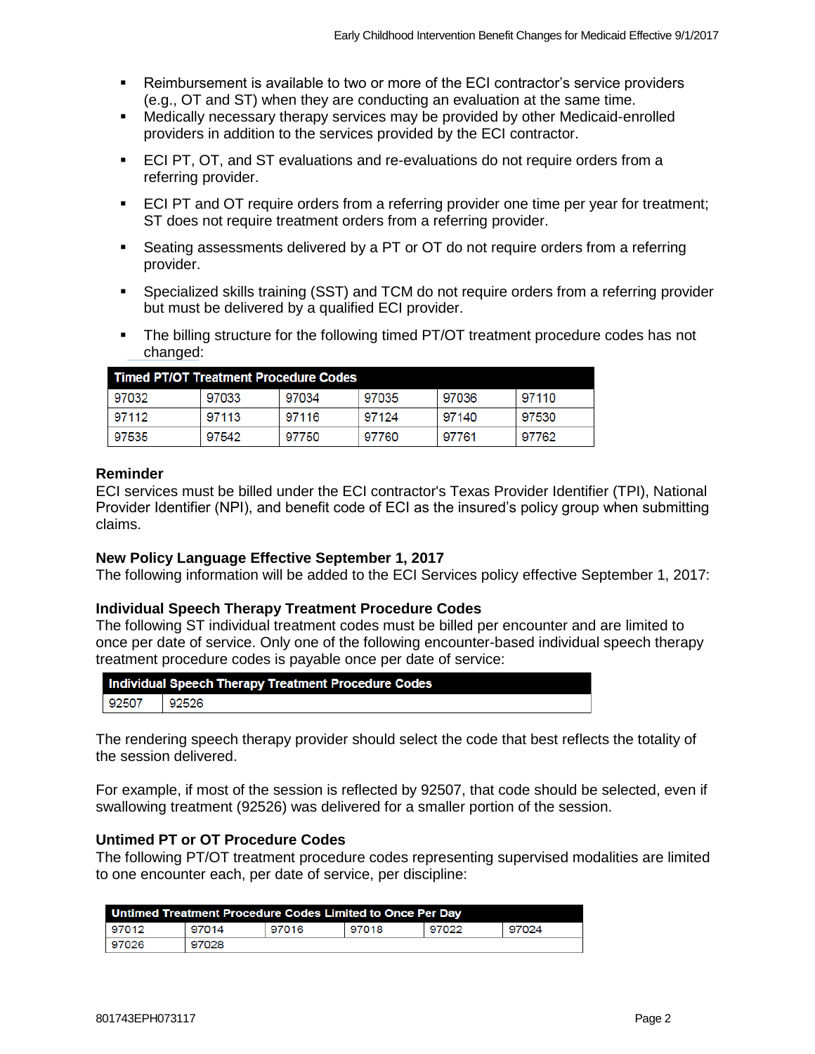- Reimbursement is available to two or more of the ECI contractor's service providers (e.g., OT and ST) when they are conducting an evaluation at the same time.
- Medically necessary therapy services may be provided by other Medicaid-enrolled providers in addition to the services provided by the ECI contractor.
- ECI PT, OT, and ST evaluations and re-evaluations do not require orders from a referring provider.
- ECI PT and OT require orders from a referring provider one time per year for treatment; ST does not require treatment orders from a referring provider.
- Seating assessments delivered by a PT or OT do not require orders from a referring provider.
- Specialized skills training (SST) and TCM do not require orders from a referring provider but must be delivered by a qualified ECI provider.
- The billing structure for the following timed PT/OT treatment procedure codes has not changed:

| Timed PT/OT Treatment Procedure Codes | | | | | |
|---|---|---|---|---|---|
| 97032 | 97033 | 97034 | 97035 | 97036 | 97110 |
| 97112 | 97113 | 97116 | 97124 | 97140 | 97530 |
| 97535 | 97542 | 97750 | 97760 | 97761 | 97762 |

### Reminder

ECI services must be billed under the ECI contractor's Texas Provider Identifier (TPI), National Provider Identifier (NPI), and benefit code of ECI as the insured's policy group when submitting claims.

### New Policy Language Effective September 1, 2017

The following information will be added to the ECI Services policy effective September 1, 2017:

### Individual Speech Therapy Treatment Procedure Codes

The following ST individual treatment codes must be billed per encounter and are limited to once per date of service. Only one of the following encounter-based individual speech therapy treatment procedure codes is payable once per date of service:

| Individual Speech Therapy Treatment Procedure Codes | |
|---|---|
| 92507 | 92526 |

The rendering speech therapy provider should select the code that best reflects the totality of the session delivered.

For example, if most of the session is reflected by 92507, that code should be selected, even if swallowing treatment (92526) was delivered for a smaller portion of the session.

### Untimed PT or OT Procedure Codes

The following PT/OT treatment procedure codes representing supervised modalities are limited to one encounter each, per date of service, per discipline:

| Untimed Treatment Procedure Codes Limited to Once Per Day | | | | | |
|---|---|---|---|---|---|
| 97012 | 97014 | 97016 | 97018 | 97022 | 97024 |
| 97026 | 97028 | | | | |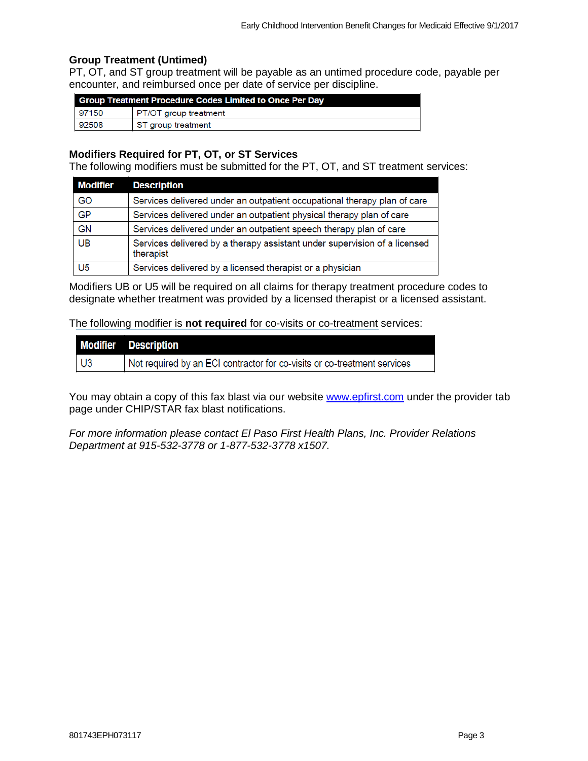### Group Treatment (Untimed)

PT, OT, and ST group treatment will be payable as an untimed procedure code, payable per encounter, and reimbursed once per date of service per discipline.

| Group Treatment Procedure Codes Limited to Once Per Day | |
|---|---|
| 97150 | PT/OT group treatment |
| 92508 | ST group treatment |

### Modifiers Required for PT, OT, or ST Services

The following modifiers must be submitted for the PT, OT, and ST treatment services:

| Modifier | Description |
|---|---|
| GO | Services delivered under an outpatient occupational therapy plan of care |
| GP | Services delivered under an outpatient physical therapy plan of care |
| GN | Services delivered under an outpatient speech therapy plan of care |
| UB | Services delivered by a therapy assistant under supervision of a licensed therapist |
| U5 | Services delivered by a licensed therapist or a physician |

Modifiers UB or U5 will be required on all claims for therapy treatment procedure codes to designate whether treatment was provided by a licensed therapist or a licensed assistant.

The following modifier is **not required** for co-visits or co-treatment services:

| Modifier | Description |
|---|---|
| U3 | Not required by an ECI contractor for co-visits or co-treatment services |

You may obtain a copy of this fax blast via our website www.epfirst.com under the provider tab page under CHIP/STAR fax blast notifications.

*For more information please contact El Paso First Health Plans, Inc. Provider Relations Department at 915-532-3778 or 1-877-532-3778 x1507.*

801743EPH073117